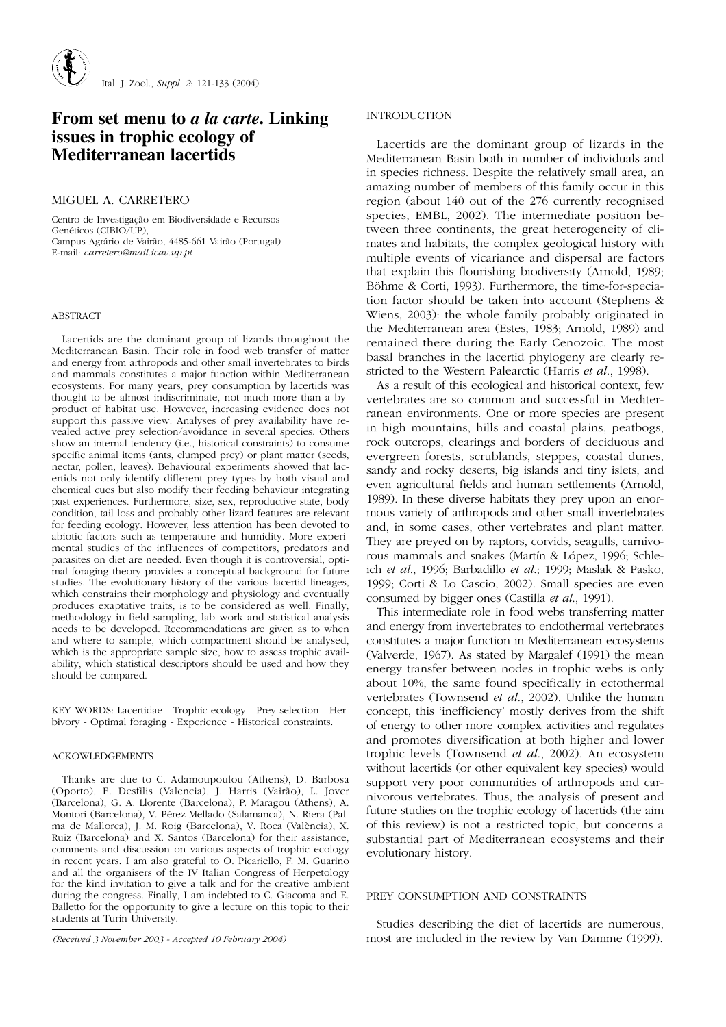# From set menu to *a la carte*. Linking issues in trophic ecology of Mediterranean lacertids

MIGUEL A. CARRETERO

Centro de Investigação em Biodiversidade e Recursos Genéticos (CIBIO/UP),
Campus Agrário de Vairão, 4485-661 Vairão (Portugal)
E-mail: *carretero@mail.icav.up.pt*

## ABSTRACT

Lacertids are the dominant group of lizards throughout the Mediterranean Basin. Their role in food web transfer of matter and energy from arthropods and other small invertebrates to birds and mammals constitutes a major function within Mediterranean ecosystems. For many years, prey consumption by lacertids was thought to be almost indiscriminate, not much more than a by-product of habitat use. However, increasing evidence does not support this passive view. Analyses of prey availability have revealed active prey selection/avoidance in several species. Others show an internal tendency (i.e., historical constraints) to consume specific animal items (ants, clumped prey) or plant matter (seeds, nectar, pollen, leaves). Behavioural experiments showed that lacertids not only identify different prey types by both visual and chemical cues but also modify their feeding behaviour integrating past experiences. Furthermore, size, sex, reproductive state, body condition, tail loss and probably other lizard features are relevant for feeding ecology. However, less attention has been devoted to abiotic factors such as temperature and humidity. More experimental studies of the influences of competitors, predators and parasites on diet are needed. Even though it is controversial, optimal foraging theory provides a conceptual background for future studies. The evolutionary history of the various lacertid lineages, which constrains their morphology and physiology and eventually produces exaptative traits, is to be considered as well. Finally, methodology in field sampling, lab work and statistical analysis needs to be developed. Recommendations are given as to when and where to sample, which compartment should be analysed, which is the appropriate sample size, how to assess trophic availability, which statistical descriptors should be used and how they should be compared.

KEY WORDS: Lacertidae - Trophic ecology - Prey selection - Herbivory - Optimal foraging - Experience - Historical constraints.

## ACKOWLEDGEMENTS

Thanks are due to C. Adamoupoulou (Athens), D. Barbosa (Oporto), E. Desfilis (Valencia), J. Harris (Vairão), L. Jover (Barcelona), G. A. Llorente (Barcelona), P. Maragou (Athens), A. Montori (Barcelona), V. Pérez-Mellado (Salamanca), N. Riera (Palma de Mallorca), J. M. Roig (Barcelona), V. Roca (València), X. Ruiz (Barcelona) and X. Santos (Barcelona) for their assistance, comments and discussion on various aspects of trophic ecology in recent years. I am also grateful to O. Picariello, F. M. Guarino and all the organisers of the IV Italian Congress of Herpetology for the kind invitation to give a talk and for the creative ambient during the congress. Finally, I am indebted to C. Giacoma and E. Balletto for the opportunity to give a lecture on this topic to their students at Turin University.

*(Received 3 November 2003 - Accepted 10 February 2004)*

## INTRODUCTION

Lacertids are the dominant group of lizards in the Mediterranean Basin both in number of individuals and in species richness. Despite the relatively small area, an amazing number of members of this family occur in this region (about 140 out of the 276 currently recognised species, EMBL, 2002). The intermediate position between three continents, the great heterogeneity of climates and habitats, the complex geological history with multiple events of vicariance and dispersal are factors that explain this flourishing biodiversity (Arnold, 1989; Böhme & Corti, 1993). Furthermore, the time-for-speciation factor should be taken into account (Stephens & Wiens, 2003): the whole family probably originated in the Mediterranean area (Estes, 1983; Arnold, 1989) and remained there during the Early Cenozoic. The most basal branches in the lacertid phylogeny are clearly restricted to the Western Palearctic (Harris *et al*., 1998).

As a result of this ecological and historical context, few vertebrates are so common and successful in Mediterranean environments. One or more species are present in high mountains, hills and coastal plains, peatbogs, rock outcrops, clearings and borders of deciduous and evergreen forests, scrublands, steppes, coastal dunes, sandy and rocky deserts, big islands and tiny islets, and even agricultural fields and human settlements (Arnold, 1989). In these diverse habitats they prey upon an enormous variety of arthropods and other small invertebrates and, in some cases, other vertebrates and plant matter. They are preyed on by raptors, corvids, seagulls, carnivorous mammals and snakes (Martín & López, 1996; Schleich *et al*., 1996; Barbadillo *et al*.; 1999; Maslak & Pasko, 1999; Corti & Lo Cascio, 2002). Small species are even consumed by bigger ones (Castilla *et al*., 1991).

This intermediate role in food webs transferring matter and energy from invertebrates to endothermal vertebrates constitutes a major function in Mediterranean ecosystems (Valverde, 1967). As stated by Margalef (1991) the mean energy transfer between nodes in trophic webs is only about 10%, the same found specifically in ectothermal vertebrates (Townsend *et al*., 2002). Unlike the human concept, this 'inefficiency' mostly derives from the shift of energy to other more complex activities and regulates and promotes diversification at both higher and lower trophic levels (Townsend *et al*., 2002). An ecosystem without lacertids (or other equivalent key species) would support very poor communities of arthropods and carnivorous vertebrates. Thus, the analysis of present and future studies on the trophic ecology of lacertids (the aim of this review) is not a restricted topic, but concerns a substantial part of Mediterranean ecosystems and their evolutionary history.

## PREY CONSUMPTION AND CONSTRAINTS

Studies describing the diet of lacertids are numerous, most are included in the review by Van Damme (1999).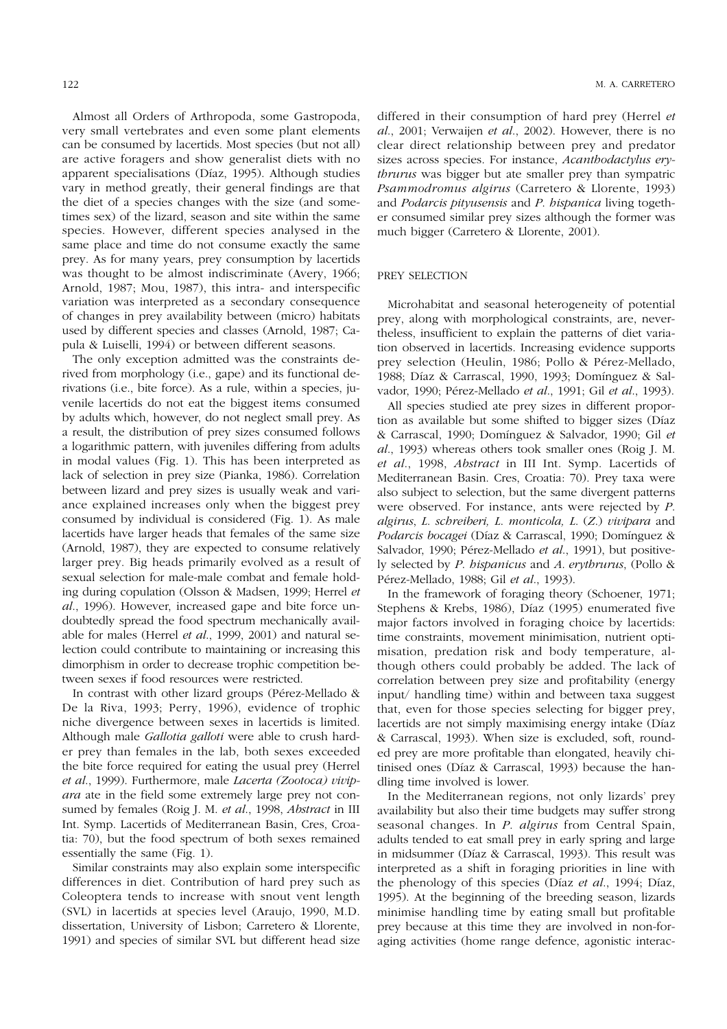Almost all Orders of Arthropoda, some Gastropoda, very small vertebrates and even some plant elements can be consumed by lacertids. Most species (but not all) are active foragers and show generalist diets with no apparent specialisations (Díaz, 1995). Although studies vary in method greatly, their general findings are that the diet of a species changes with the size (and sometimes sex) of the lizard, season and site within the same species. However, different species analysed in the same place and time do not consume exactly the same prey. As for many years, prey consumption by lacertids was thought to be almost indiscriminate (Avery, 1966; Arnold, 1987; Mou, 1987), this intra- and interspecific variation was interpreted as a secondary consequence of changes in prey availability between (micro) habitats used by different species and classes (Arnold, 1987; Capula & Luiselli, 1994) or between different seasons.

The only exception admitted was the constraints derived from morphology (i.e., gape) and its functional derivations (i.e., bite force). As a rule, within a species, juvenile lacertids do not eat the biggest items consumed by adults which, however, do not neglect small prey. As a result, the distribution of prey sizes consumed follows a logarithmic pattern, with juveniles differing from adults in modal values (Fig. 1). This has been interpreted as lack of selection in prey size (Pianka, 1986). Correlation between lizard and prey sizes is usually weak and variance explained increases only when the biggest prey consumed by individual is considered (Fig. 1). As male lacertids have larger heads that females of the same size (Arnold, 1987), they are expected to consume relatively larger prey. Big heads primarily evolved as a result of sexual selection for male-male combat and female holding during copulation (Olsson & Madsen, 1999; Herrel *et al*., 1996). However, increased gape and bite force undoubtedly spread the food spectrum mechanically available for males (Herrel *et al*., 1999, 2001) and natural selection could contribute to maintaining or increasing this dimorphism in order to decrease trophic competition between sexes if food resources were restricted.

In contrast with other lizard groups (Pérez-Mellado & De la Riva, 1993; Perry, 1996), evidence of trophic niche divergence between sexes in lacertids is limited. Although male *Gallotia galloti* were able to crush harder prey than females in the lab, both sexes exceeded the bite force required for eating the usual prey (Herrel *et al*., 1999). Furthermore, male *Lacerta (Zootoca) vivipara* ate in the field some extremely large prey not consumed by females (Roig J. M. *et al*., 1998, *Abstract* in III Int. Symp. Lacertids of Mediterranean Basin, Cres, Croatia: 70), but the food spectrum of both sexes remained essentially the same (Fig. 1).

Similar constraints may also explain some interspecific differences in diet. Contribution of hard prey such as Coleoptera tends to increase with snout vent length (SVL) in lacertids at species level (Araujo, 1990, M.D. dissertation, University of Lisbon; Carretero & Llorente, 1991) and species of similar SVL but different head size differed in their consumption of hard prey (Herrel *et al*., 2001; Verwaijen *et al*., 2002). However, there is no clear direct relationship between prey and predator sizes across species. For instance, *Acanthodactylus erythrurus* was bigger but ate smaller prey than sympatric *Psammodromus algirus* (Carretero & Llorente, 1993) and *Podarcis pityusensis* and *P. hispanica* living together consumed similar prey sizes although the former was much bigger (Carretero & Llorente, 2001).

## PREY SELECTION

Microhabitat and seasonal heterogeneity of potential prey, along with morphological constraints, are, nevertheless, insufficient to explain the patterns of diet variation observed in lacertids. Increasing evidence supports prey selection (Heulin, 1986; Pollo & Pérez-Mellado, 1988; Díaz & Carrascal, 1990, 1993; Domínguez & Salvador, 1990; Pérez-Mellado *et al*., 1991; Gil *et al*., 1993).

All species studied ate prey sizes in different proportion as available but some shifted to bigger sizes (Díaz & Carrascal, 1990; Domínguez & Salvador, 1990; Gil *et al*., 1993) whereas others took smaller ones (Roig J. M. *et al*., 1998, *Abstract* in III Int. Symp. Lacertids of Mediterranean Basin. Cres, Croatia: 70). Prey taxa were also subject to selection, but the same divergent patterns were observed. For instance, ants were rejected by *P. algirus*, *L. schreiberi, L. monticola, L.* (*Z.*) *vivipara* and *Podarcis bocagei* (Díaz & Carrascal, 1990; Domínguez & Salvador, 1990; Pérez-Mellado *et al*., 1991), but positively selected by *P. hispanicus* and *A. erythrurus*, (Pollo & Pérez-Mellado, 1988; Gil *et al*., 1993).

In the framework of foraging theory (Schoener, 1971; Stephens & Krebs, 1986), Díaz (1995) enumerated five major factors involved in foraging choice by lacertids: time constraints, movement minimisation, nutrient optimisation, predation risk and body temperature, although others could probably be added. The lack of correlation between prey size and profitability (energy input/ handling time) within and between taxa suggest that, even for those species selecting for bigger prey, lacertids are not simply maximising energy intake (Díaz & Carrascal, 1993). When size is excluded, soft, rounded prey are more profitable than elongated, heavily chitinised ones (Díaz & Carrascal, 1993) because the handling time involved is lower.

In the Mediterranean regions, not only lizards' prey availability but also their time budgets may suffer strong seasonal changes. In *P. algirus* from Central Spain, adults tended to eat small prey in early spring and large in midsummer (Díaz & Carrascal, 1993). This result was interpreted as a shift in foraging priorities in line with the phenology of this species (Díaz *et al*., 1994; Díaz, 1995). At the beginning of the breeding season, lizards minimise handling time by eating small but profitable prey because at this time they are involved in non-foraging activities (home range defence, agonistic interac-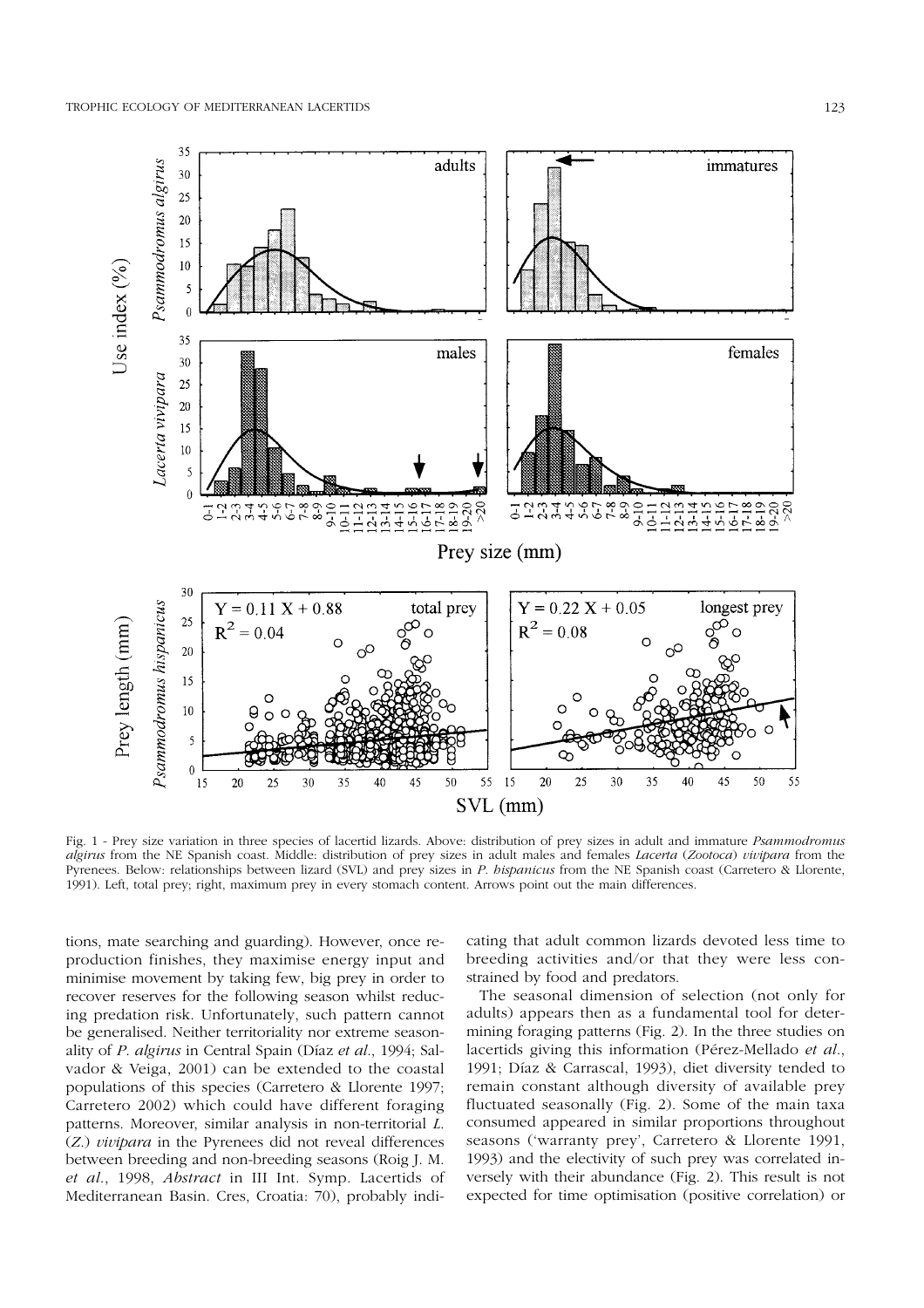Fig. 1 - Prey size variation in three species of lacertid lizards. Above: distribution of prey sizes in adult and immature *Psammodromus algirus* from the NE Spanish coast. Middle: distribution of prey sizes in adult males and females *Lacerta* (*Zootoca*) *vivipara* from the Pyrenees. Below: relationships between lizard (SVL) and prey sizes in *P. hispanicus* from the NE Spanish coast (Carretero & Llorente, 1991). Left, total prey; right, maximum prey in every stomach content. Arrows point out the main differences.

tions, mate searching and guarding). However, once reproduction finishes, they maximise energy input and minimise movement by taking few, big prey in order to recover reserves for the following season whilst reducing predation risk. Unfortunately, such pattern cannot be generalised. Neither territoriality nor extreme seasonality of *P. algirus* in Central Spain (Díaz *et al*., 1994; Salvador & Veiga, 2001) can be extended to the coastal populations of this species (Carretero & Llorente 1997; Carretero 2002) which could have different foraging patterns. Moreover, similar analysis in non-territorial *L.* (*Z.*) *vivipara* in the Pyrenees did not reveal differences between breeding and non-breeding seasons (Roig J. M. *et al*., 1998, *Abstract* in III Int. Symp. Lacertids of Mediterranean Basin. Cres, Croatia: 70), probably indicating that adult common lizards devoted less time to breeding activities and/or that they were less constrained by food and predators.

The seasonal dimension of selection (not only for adults) appears then as a fundamental tool for determining foraging patterns (Fig. 2). In the three studies on lacertids giving this information (Pérez-Mellado *et al*., 1991; Díaz & Carrascal, 1993), diet diversity tended to remain constant although diversity of available prey fluctuated seasonally (Fig. 2). Some of the main taxa consumed appeared in similar proportions throughout seasons ('warranty prey', Carretero & Llorente 1991, 1993) and the electivity of such prey was correlated inversely with their abundance (Fig. 2). This result is not expected for time optimisation (positive correlation) or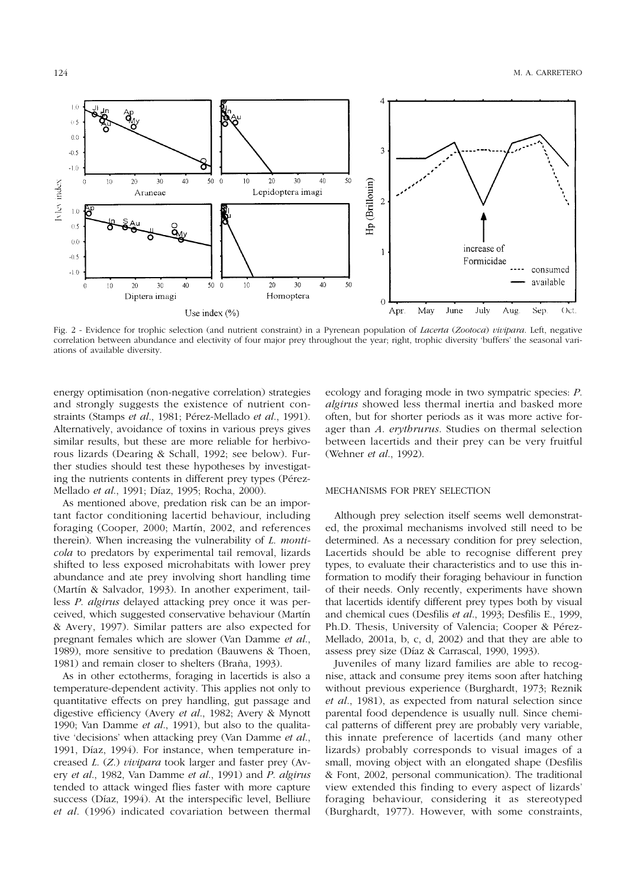Fig. 2 - Evidence for trophic selection (and nutrient constraint) in a Pyrenean population of *Lacerta* (*Zootoca*) *vivipara*. Left, negative correlation between abundance and electivity of four major prey throughout the year; right, trophic diversity 'buffers' the seasonal variations of available diversity.

energy optimisation (non-negative correlation) strategies and strongly suggests the existence of nutrient constraints (Stamps *et al*., 1981; Pérez-Mellado *et al*., 1991). Alternatively, avoidance of toxins in various preys gives similar results, but these are more reliable for herbivorous lizards (Dearing & Schall, 1992; see below). Further studies should test these hypotheses by investigating the nutrients contents in different prey types (Pérez-Mellado *et al*., 1991; Díaz, 1995; Rocha, 2000).

As mentioned above, predation risk can be an important factor conditioning lacertid behaviour, including foraging (Cooper, 2000; Martín, 2002, and references therein). When increasing the vulnerability of *L. monticola* to predators by experimental tail removal, lizards shifted to less exposed microhabitats with lower prey abundance and ate prey involving short handling time (Martín & Salvador, 1993). In another experiment, tail-less *P. algirus* delayed attacking prey once it was perceived, which suggested conservative behaviour (Martín & Avery, 1997). Similar patters are also expected for pregnant females which are slower (Van Damme *et al*., 1989), more sensitive to predation (Bauwens & Thoen, 1981) and remain closer to shelters (Braña, 1993).

As in other ectotherms, foraging in lacertids is also a temperature-dependent activity. This applies not only to quantitative effects on prey handling, gut passage and digestive efficiency (Avery *et al*., 1982; Avery & Mynott 1990; Van Damme *et al*., 1991), but also to the qualitative 'decisions' when attacking prey (Van Damme *et al*., 1991, Díaz, 1994). For instance, when temperature increased *L.* (*Z.*) *vivipara* took larger and faster prey (Avery *et al*., 1982, Van Damme *et al*., 1991) and *P. algirus* tended to attack winged flies faster with more capture success (Díaz, 1994). At the interspecific level, Belliure *et al*. (1996) indicated covariation between thermal ecology and foraging mode in two sympatric species: *P. algirus* showed less thermal inertia and basked more often, but for shorter periods as it was more active forager than *A. erythrurus*. Studies on thermal selection between lacertids and their prey can be very fruitful (Wehner *et al*., 1992).

## MECHANISMS FOR PREY SELECTION

Although prey selection itself seems well demonstrated, the proximal mechanisms involved still need to be determined. As a necessary condition for prey selection, Lacertids should be able to recognise different prey types, to evaluate their characteristics and to use this information to modify their foraging behaviour in function of their needs. Only recently, experiments have shown that lacertids identify different prey types both by visual and chemical cues (Desfilis *et al*., 1993; Desfilis E., 1999, Ph.D. Thesis, University of Valencia; Cooper & Pérez-Mellado, 2001a, b, c, d, 2002) and that they are able to assess prey size (Díaz & Carrascal, 1990, 1993).

Juveniles of many lizard families are able to recognise, attack and consume prey items soon after hatching without previous experience (Burghardt, 1973; Reznik *et al*., 1981), as expected from natural selection since parental food dependence is usually null. Since chemical patterns of different prey are probably very variable, this innate preference of lacertids (and many other lizards) probably corresponds to visual images of a small, moving object with an elongated shape (Desfilis & Font, 2002, personal communication). The traditional view extended this finding to every aspect of lizards' foraging behaviour, considering it as stereotyped (Burghardt, 1977). However, with some constraints,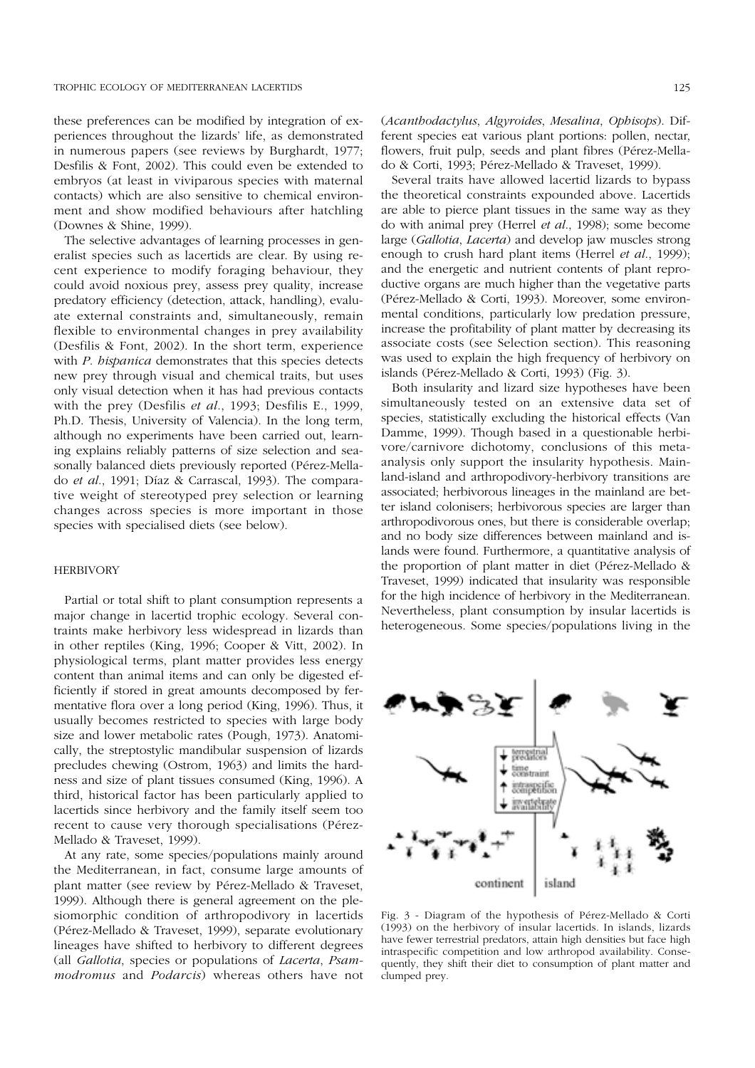these preferences can be modified by integration of experiences throughout the lizards' life, as demonstrated in numerous papers (see reviews by Burghardt, 1977; Desfilis & Font, 2002). This could even be extended to embryos (at least in viviparous species with maternal contacts) which are also sensitive to chemical environment and show modified behaviours after hatchling (Downes & Shine, 1999).

The selective advantages of learning processes in generalist species such as lacertids are clear. By using recent experience to modify foraging behaviour, they could avoid noxious prey, assess prey quality, increase predatory efficiency (detection, attack, handling), evaluate external constraints and, simultaneously, remain flexible to environmental changes in prey availability (Desfilis & Font, 2002). In the short term, experience with *P. hispanica* demonstrates that this species detects new prey through visual and chemical traits, but uses only visual detection when it has had previous contacts with the prey (Desfilis *et al*., 1993; Desfilis E., 1999, Ph.D. Thesis, University of Valencia). In the long term, although no experiments have been carried out, learning explains reliably patterns of size selection and seasonally balanced diets previously reported (Pérez-Mellado *et al*., 1991; Díaz & Carrascal, 1993). The comparative weight of stereotyped prey selection or learning changes across species is more important in those species with specialised diets (see below).

## HERBIVORY

Partial or total shift to plant consumption represents a major change in lacertid trophic ecology. Several constraints make herbivory less widespread in lizards than in other reptiles (King, 1996; Cooper & Vitt, 2002). In physiological terms, plant matter provides less energy content than animal items and can only be digested efficiently if stored in great amounts decomposed by fermentative flora over a long period (King, 1996). Thus, it usually becomes restricted to species with large body size and lower metabolic rates (Pough, 1973). Anatomically, the streptostylic mandibular suspension of lizards precludes chewing (Ostrom, 1963) and limits the hardness and size of plant tissues consumed (King, 1996). A third, historical factor has been particularly applied to lacertids since herbivory and the family itself seem too recent to cause very thorough specialisations (Pérez-Mellado & Traveset, 1999).

At any rate, some species/populations mainly around the Mediterranean, in fact, consume large amounts of plant matter (see review by Pérez-Mellado & Traveset, 1999). Although there is general agreement on the plesiomorphic condition of arthropodivory in lacertids (Pérez-Mellado & Traveset, 1999), separate evolutionary lineages have shifted to herbivory to different degrees (all *Gallotia*, species or populations of *Lacerta*, *Psammodromus* and *Podarcis*) whereas others have not (*Acanthodactylus*, *Algyroides*, *Mesalina*, *Ophisops*). Different species eat various plant portions: pollen, nectar, flowers, fruit pulp, seeds and plant fibres (Pérez-Mellado & Corti, 1993; Pérez-Mellado & Traveset, 1999).

Several traits have allowed lacertid lizards to bypass the theoretical constraints expounded above. Lacertids are able to pierce plant tissues in the same way as they do with animal prey (Herrel *et al*., 1998); some become large (*Gallotia*, *Lacerta*) and develop jaw muscles strong enough to crush hard plant items (Herrel *et al*., 1999); and the energetic and nutrient contents of plant reproductive organs are much higher than the vegetative parts (Pérez-Mellado & Corti, 1993). Moreover, some environmental conditions, particularly low predation pressure, increase the profitability of plant matter by decreasing its associate costs (see Selection section). This reasoning was used to explain the high frequency of herbivory on islands (Pérez-Mellado & Corti, 1993) (Fig. 3).

Both insularity and lizard size hypotheses have been simultaneously tested on an extensive data set of species, statistically excluding the historical effects (Van Damme, 1999). Though based in a questionable herbivore/carnivore dichotomy, conclusions of this meta-analysis only support the insularity hypothesis. Mainland-island and arthropodivory-herbivory transitions are associated; herbivorous lineages in the mainland are better island colonisers; herbivorous species are larger than arthropodivorous ones, but there is considerable overlap; and no body size differences between mainland and islands were found. Furthermore, a quantitative analysis of the proportion of plant matter in diet (Pérez-Mellado & Traveset, 1999) indicated that insularity was responsible for the high incidence of herbivory in the Mediterranean. Nevertheless, plant consumption by insular lacertids is heterogeneous. Some species/populations living in the

Fig. 3 - Diagram of the hypothesis of Pérez-Mellado & Corti (1993) on the herbivory of insular lacertids. In islands, lizards have fewer terrestrial predators, attain high densities but face high intraspecific competition and low arthropod availability. Consequently, they shift their diet to consumption of plant matter and clumped prey.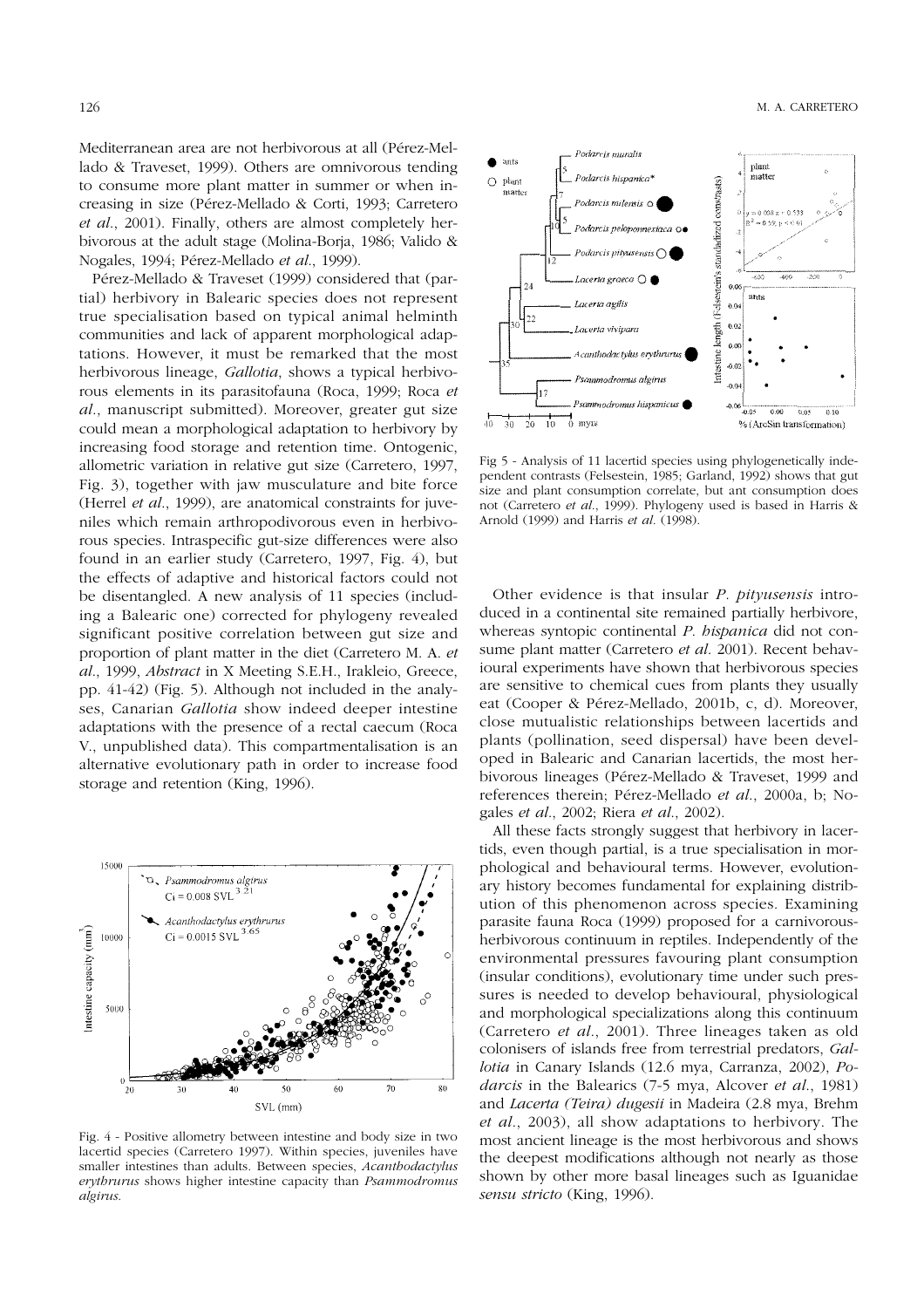Mediterranean area are not herbivorous at all (Pérez-Mellado & Traveset, 1999). Others are omnivorous tending to consume more plant matter in summer or when increasing in size (Pérez-Mellado & Corti, 1993; Carretero *et al*., 2001). Finally, others are almost completely herbivorous at the adult stage (Molina-Borja, 1986; Valido & Nogales, 1994; Pérez-Mellado *et al*., 1999).

Pérez-Mellado & Traveset (1999) considered that (partial) herbivory in Balearic species does not represent true specialisation based on typical animal helminth communities and lack of apparent morphological adaptations. However, it must be remarked that the most herbivorous lineage, *Gallotia*, shows a typical herbivorous elements in its parasitofauna (Roca, 1999; Roca *et al*., manuscript submitted). Moreover, greater gut size could mean a morphological adaptation to herbivory by increasing food storage and retention time. Ontogenic, allometric variation in relative gut size (Carretero, 1997, Fig. 3), together with jaw musculature and bite force (Herrel *et al*., 1999), are anatomical constraints for juveniles which remain arthropodivorous even in herbivorous species. Intraspecific gut-size differences were also found in an earlier study (Carretero, 1997, Fig. 4), but the effects of adaptive and historical factors could not be disentangled. A new analysis of 11 species (including a Balearic one) corrected for phylogeny revealed significant positive correlation between gut size and proportion of plant matter in the diet (Carretero M. A. *et al*., 1999, *Abstract* in X Meeting S.E.H., Irakleio, Greece, pp. 41-42) (Fig. 5). Although not included in the analyses, Canarian *Gallotia* show indeed deeper intestine adaptations with the presence of a rectal caecum (Roca V., unpublished data). This compartmentalisation is an alternative evolutionary path in order to increase food storage and retention (King, 1996).

Fig. 4 - Positive allometry between intestine and body size in two lacertid species (Carretero 1997). Within species, juveniles have smaller intestines than adults. Between species, *Acanthodactylus erythrurus* shows higher intestine capacity than *Psammodromus algirus*.

Fig 5 - Analysis of 11 lacertid species using phylogenetically independent contrasts (Felsestein, 1985; Garland, 1992) shows that gut size and plant consumption correlate, but ant consumption does not (Carretero *et al*., 1999). Phylogeny used is based in Harris & Arnold (1999) and Harris *et al*. (1998).

Other evidence is that insular *P. pityusensis* introduced in a continental site remained partially herbivore, whereas syntopic continental *P. hispanica* did not consume plant matter (Carretero *et al*. 2001). Recent behavioural experiments have shown that herbivorous species are sensitive to chemical cues from plants they usually eat (Cooper & Pérez-Mellado, 2001b, c, d). Moreover, close mutualistic relationships between lacertids and plants (pollination, seed dispersal) have been developed in Balearic and Canarian lacertids, the most herbivorous lineages (Pérez-Mellado & Traveset, 1999 and references therein; Pérez-Mellado *et al*., 2000a, b; Nogales *et al*., 2002; Riera *et al*., 2002).

All these facts strongly suggest that herbivory in lacertids, even though partial, is a true specialisation in morphological and behavioural terms. However, evolutionary history becomes fundamental for explaining distribution of this phenomenon across species. Examining parasite fauna Roca (1999) proposed for a carnivorous-herbivorous continuum in reptiles. Independently of the environmental pressures favouring plant consumption (insular conditions), evolutionary time under such pressures is needed to develop behavioural, physiological and morphological specializations along this continuum (Carretero *et al*., 2001). Three lineages taken as old colonisers of islands free from terrestrial predators, *Gallotia* in Canary Islands (12.6 mya, Carranza, 2002), *Podarcis* in the Balearics (7-5 mya, Alcover *et al*., 1981) and *Lacerta (Teira) dugesii* in Madeira (2.8 mya, Brehm *et al*., 2003), all show adaptations to herbivory. The most ancient lineage is the most herbivorous and shows the deepest modifications although not nearly as those shown by other more basal lineages such as Iguanidae *sensu stricto* (King, 1996).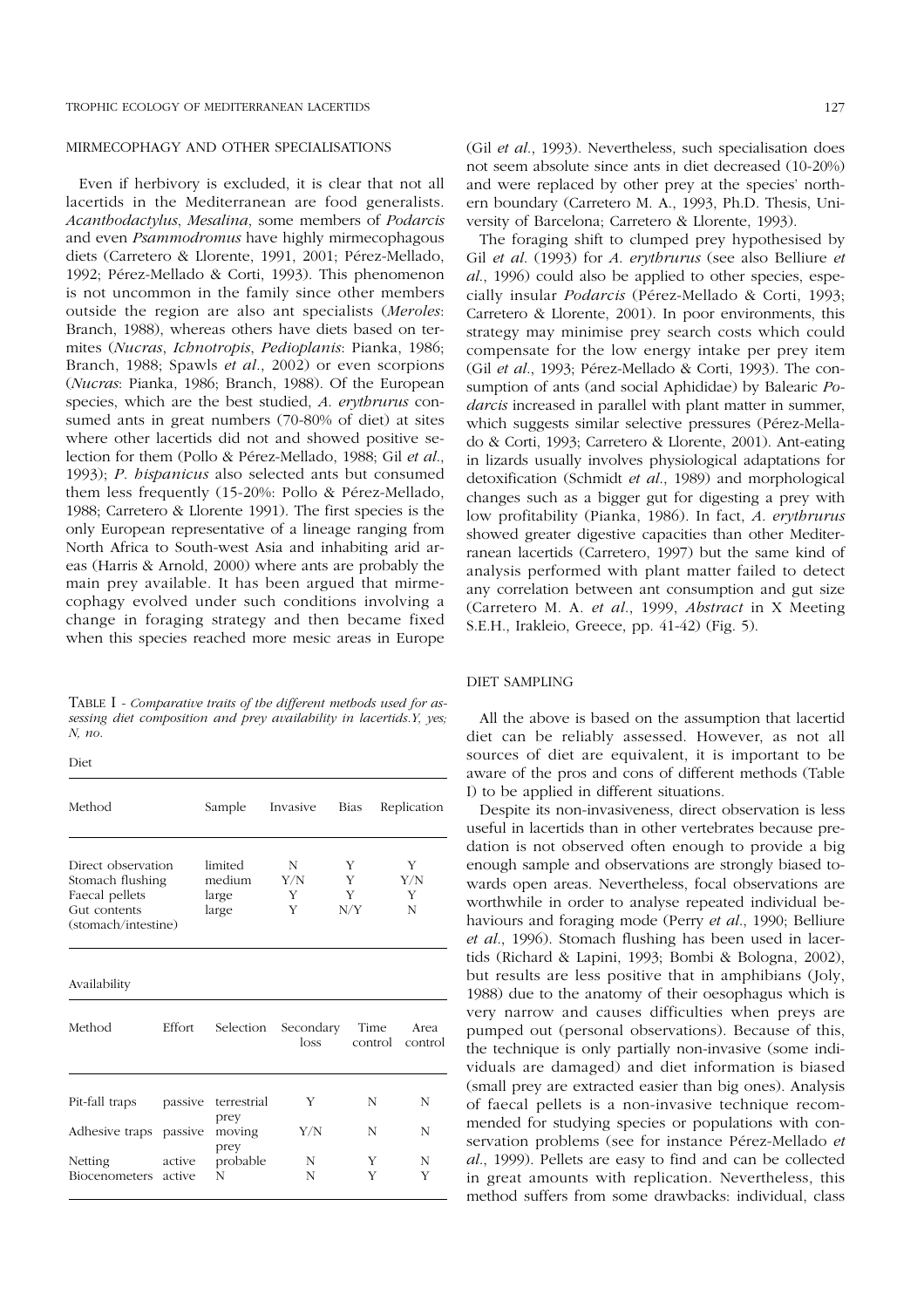## MIRMECOPHAGY AND OTHER SPECIALISATIONS

Even if herbivory is excluded, it is clear that not all lacertids in the Mediterranean are food generalists. *Acanthodactylus*, *Mesalina*, some members of *Podarcis* and even *Psammodromus* have highly mirmecophagous diets (Carretero & Llorente, 1991, 2001; Pérez-Mellado, 1992; Pérez-Mellado & Corti, 1993). This phenomenon is not uncommon in the family since other members outside the region are also ant specialists (*Meroles*: Branch, 1988), whereas others have diets based on termites (*Nucras*, *Ichnotropis*, *Pedioplanis*: Pianka, 1986; Branch, 1988; Spawls *et al*., 2002) or even scorpions (*Nucras*: Pianka, 1986; Branch, 1988). Of the European species, which are the best studied, *A. erythrurus* consumed ants in great numbers (70-80% of diet) at sites where other lacertids did not and showed positive selection for them (Pollo & Pérez-Mellado, 1988; Gil *et al*., 1993); *P. hispanicus* also selected ants but consumed them less frequently (15-20%: Pollo & Pérez-Mellado, 1988; Carretero & Llorente 1991). The first species is the only European representative of a lineage ranging from North Africa to South-west Asia and inhabiting arid areas (Harris & Arnold, 2000) where ants are probably the main prey available. It has been argued that mirmecophagy evolved under such conditions involving a change in foraging strategy and then became fixed when this species reached more mesic areas in Europe (Gil *et al*., 1993). Nevertheless, such specialisation does not seem absolute since ants in diet decreased (10-20%) and were replaced by other prey at the species' northern boundary (Carretero M. A., 1993, Ph.D. Thesis, University of Barcelona; Carretero & Llorente, 1993).

The foraging shift to clumped prey hypothesised by Gil *et al*. (1993) for *A. erythrurus* (see also Belliure *et al*., 1996) could also be applied to other species, especially insular *Podarcis* (Pérez-Mellado & Corti, 1993; Carretero & Llorente, 2001). In poor environments, this strategy may minimise prey search costs which could compensate for the low energy intake per prey item (Gil *et al*., 1993; Pérez-Mellado & Corti, 1993). The consumption of ants (and social Aphididae) by Balearic *Podarcis* increased in parallel with plant matter in summer, which suggests similar selective pressures (Pérez-Mellado & Corti, 1993; Carretero & Llorente, 2001). Ant-eating in lizards usually involves physiological adaptations for detoxification (Schmidt *et al*., 1989) and morphological changes such as a bigger gut for digesting a prey with low profitability (Pianka, 1986). In fact, *A. erythrurus* showed greater digestive capacities than other Mediterranean lacertids (Carretero, 1997) but the same kind of analysis performed with plant matter failed to detect any correlation between ant consumption and gut size (Carretero M. A. *et al*., 1999, *Abstract* in X Meeting S.E.H., Irakleio, Greece, pp. 41-42) (Fig. 5).

TABLE I - *Comparative traits of the different methods used for assessing diet composition and prey availability in lacertids.Y, yes; N, no.*

Diet

| Method | Sample | Invasive | Bias | Replication |
|---|---|---|---|---|
| Direct observation | limited | N | Y | Y |
| Stomach flushing | medium | Y/N | Y | Y/N |
| Faecal pellets | large | Y | Y | Y |
| Gut contents (stomach/intestine) | large | Y | N/Y | N |

Availability

| Method | Effort | Selection | Secondary loss | Time control | Area control |
|---|---|---|---|---|---|
| Pit-fall traps | passive | terrestrial prey | Y | N | N |
| Adhesive traps | passive | moving prey | Y/N | N | N |
| Netting | active | probable | N | Y | N |
| Biocenometers | active | N | N | Y | Y |

## DIET SAMPLING

All the above is based on the assumption that lacertid diet can be reliably assessed. However, as not all sources of diet are equivalent, it is important to be aware of the pros and cons of different methods (Table I) to be applied in different situations.

Despite its non-invasiveness, direct observation is less useful in lacertids than in other vertebrates because predation is not observed often enough to provide a big enough sample and observations are strongly biased towards open areas. Nevertheless, focal observations are worthwhile in order to analyse repeated individual behaviours and foraging mode (Perry *et al*., 1990; Belliure *et al*., 1996). Stomach flushing has been used in lacertids (Richard & Lapini, 1993; Bombi & Bologna, 2002), but results are less positive that in amphibians (Joly, 1988) due to the anatomy of their oesophagus which is very narrow and causes difficulties when preys are pumped out (personal observations). Because of this, the technique is only partially non-invasive (some individuals are damaged) and diet information is biased (small prey are extracted easier than big ones). Analysis of faecal pellets is a non-invasive technique recommended for studying species or populations with conservation problems (see for instance Pérez-Mellado *et al*., 1999). Pellets are easy to find and can be collected in great amounts with replication. Nevertheless, this method suffers from some drawbacks: individual, class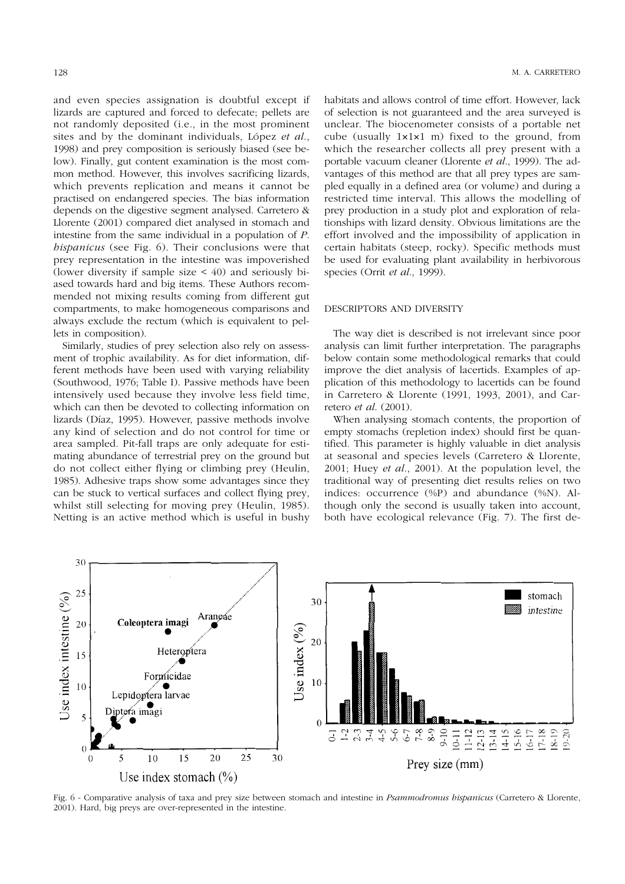and even species assignation is doubtful except if lizards are captured and forced to defecate; pellets are not randomly deposited (i.e., in the most prominent sites and by the dominant individuals, López *et al.*, 1998) and prey composition is seriously biased (see below). Finally, gut content examination is the most common method. However, this involves sacrificing lizards, which prevents replication and means it cannot be practised on endangered species. The bias information depends on the digestive segment analysed. Carretero & Llorente (2001) compared diet analysed in stomach and intestine from the same individual in a population of *P. hispanicus* (see Fig. 6). Their conclusions were that prey representation in the intestine was impoverished (lower diversity if sample size < 40) and seriously biased towards hard and big items. These Authors recommended not mixing results coming from different gut compartments, to make homogeneous comparisons and always exclude the rectum (which is equivalent to pellets in composition).

Similarly, studies of prey selection also rely on assessment of trophic availability. As for diet information, different methods have been used with varying reliability (Southwood, 1976; Table I). Passive methods have been intensively used because they involve less field time, which can then be devoted to collecting information on lizards (Díaz, 1995). However, passive methods involve any kind of selection and do not control for time or area sampled. Pit-fall traps are only adequate for estimating abundance of terrestrial prey on the ground but do not collect either flying or climbing prey (Heulin, 1985). Adhesive traps show some advantages since they can be stuck to vertical surfaces and collect flying prey, whilst still selecting for moving prey (Heulin, 1985). Netting is an active method which is useful in bushy habitats and allows control of time effort. However, lack of selection is not guaranteed and the area surveyed is unclear. The biocenometer consists of a portable net cube (usually 1×1×1 m) fixed to the ground, from which the researcher collects all prey present with a portable vacuum cleaner (Llorente *et al.*, 1999). The advantages of this method are that all prey types are sampled equally in a defined area (or volume) and during a restricted time interval. This allows the modelling of prey production in a study plot and exploration of relationships with lizard density. Obvious limitations are the effort involved and the impossibility of application in certain habitats (steep, rocky). Specific methods must be used for evaluating plant availability in herbivorous species (Orrit *et al.*, 1999).

## DESCRIPTORS AND DIVERSITY

The way diet is described is not irrelevant since poor analysis can limit further interpretation. The paragraphs below contain some methodological remarks that could improve the diet analysis of lacertids. Examples of application of this methodology to lacertids can be found in Carretero & Llorente (1991, 1993, 2001), and Carretero *et al.* (2001).

When analysing stomach contents, the proportion of empty stomachs (repletion index) should first be quantified. This parameter is highly valuable in diet analysis at seasonal and species levels (Carretero & Llorente, 2001; Huey *et al.*, 2001). At the population level, the traditional way of presenting diet results relies on two indices: occurrence (%P) and abundance (%N). Although only the second is usually taken into account, both have ecological relevance (Fig. 7). The first de-

Fig. 6 - Comparative analysis of taxa and prey size between stomach and intestine in *Psammodromus hispanicus* (Carretero & Llorente, 2001). Hard, big preys are over-represented in the intestine.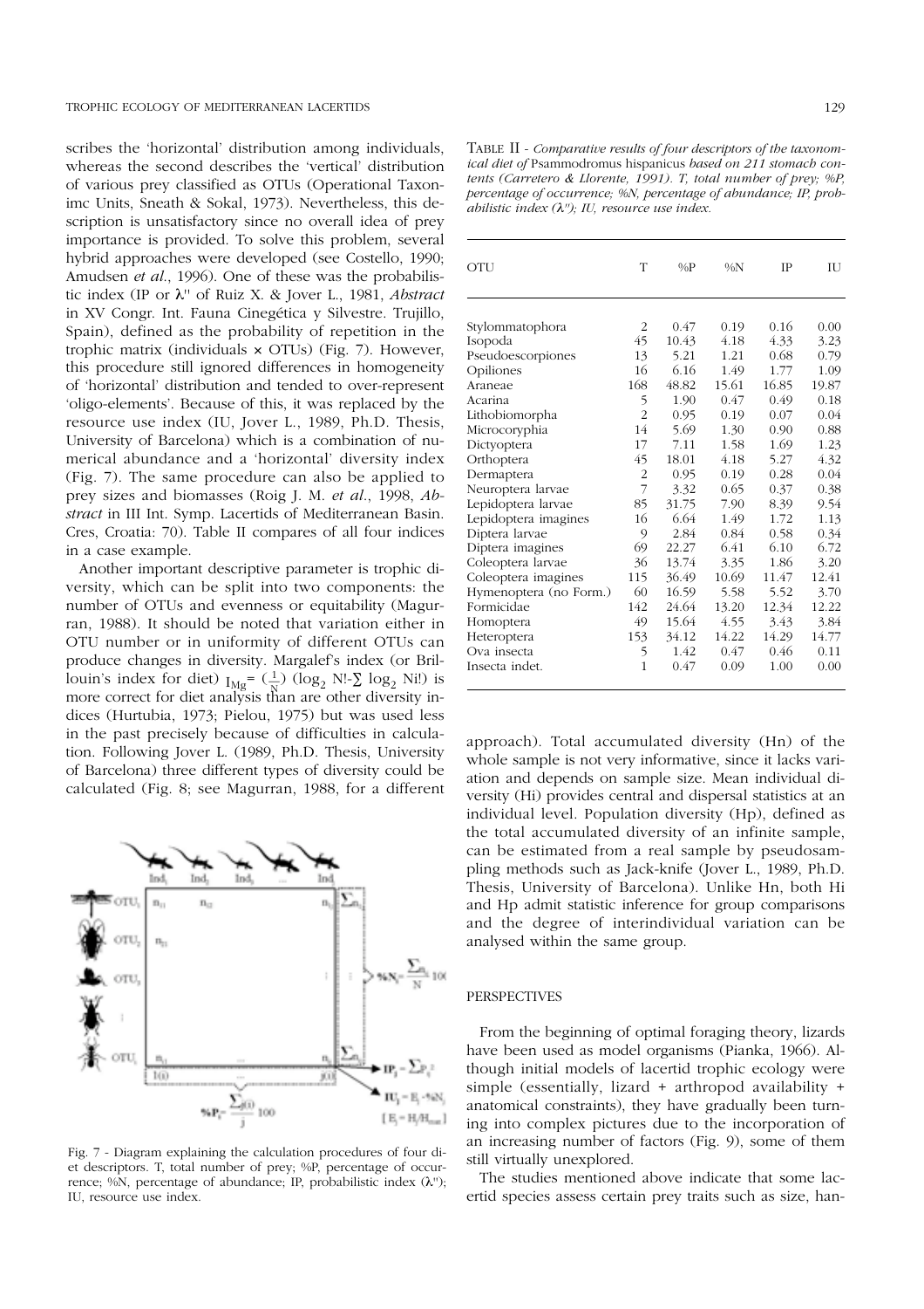scribes the 'horizontal' distribution among individuals, whereas the second describes the 'vertical' distribution of various prey classified as OTUs (Operational Taxonimc Units, Sneath & Sokal, 1973). Nevertheless, this description is unsatisfactory since no overall idea of prey importance is provided. To solve this problem, several hybrid approaches were developed (see Costello, 1990; Amudsen *et al*., 1996). One of these was the probabilistic index (IP or λ'' of Ruiz X. & Jover L., 1981, *Abstract* in XV Congr. Int. Fauna Cinegética y Silvestre. Trujillo, Spain), defined as the probability of repetition in the trophic matrix (individuals × OTUs) (Fig. 7). However, this procedure still ignored differences in homogeneity of 'horizontal' distribution and tended to over-represent 'oligo-elements'. Because of this, it was replaced by the resource use index (IU, Jover L., 1989, Ph.D. Thesis, University of Barcelona) which is a combination of numerical abundance and a 'horizontal' diversity index (Fig. 7). The same procedure can also be applied to prey sizes and biomasses (Roig J. M. *et al*., 1998, *Abstract* in III Int. Symp. Lacertids of Mediterranean Basin. Cres, Croatia: 70). Table II compares of all four indices in a case example.

Another important descriptive parameter is trophic diversity, which can be split into two components: the number of OTUs and evenness or equitability (Magurran, 1988). It should be noted that variation either in OTU number or in uniformity of different OTUs can produce changes in diversity. Margalef's index (or Brillouin's index for diet) $I_{Mg} = (\frac{1}{N})(\log_2 N! - \sum \log_2 N_i!)$ is more correct for diet analysis than are other diversity indices (Hurtubia, 1973; Pielou, 1975) but was used less in the past precisely because of difficulties in calculation. Following Jover L. (1989, Ph.D. Thesis, University of Barcelona) three different types of diversity could be calculated (Fig. 8; see Magurran, 1988, for a different

Fig. 7 - Diagram explaining the calculation procedures of four diet descriptors. T, total number of prey; %P, percentage of occurrence; %N, percentage of abundance; IP, probabilistic index (λ''); IU, resource use index.

TABLE II - *Comparative results of four descriptors of the taxonomical diet of* Psammodromus hispanicus *based on 211 stomach contents (Carretero & Llorente, 1991). T, total number of prey; %P, percentage of occurrence; %N, percentage of abundance; IP, probabilistic index (λ''); IU, resource use index.*

| OTU | T | %P | %N | IP | IU |
|---|---|---|---|---|---|
| Stylommatophora | 2 | 0.47 | 0.19 | 0.16 | 0.00 |
| Isopoda | 45 | 10.43 | 4.18 | 4.33 | 3.23 |
| Pseudoescorpiones | 13 | 5.21 | 1.21 | 0.68 | 0.79 |
| Opiliones | 16 | 6.16 | 1.49 | 1.77 | 1.09 |
| Araneae | 168 | 48.82 | 15.61 | 16.85 | 19.87 |
| Acarina | 5 | 1.90 | 0.47 | 0.49 | 0.18 |
| Lithobiomorpha | 2 | 0.95 | 0.19 | 0.07 | 0.04 |
| Microcoryphia | 14 | 5.69 | 1.30 | 0.90 | 0.88 |
| Dictyoptera | 17 | 7.11 | 1.58 | 1.69 | 1.23 |
| Orthoptera | 45 | 18.01 | 4.18 | 5.27 | 4.32 |
| Dermaptera | 2 | 0.95 | 0.19 | 0.28 | 0.04 |
| Neuroptera larvae | 7 | 3.32 | 0.65 | 0.37 | 0.38 |
| Lepidoptera larvae | 85 | 31.75 | 7.90 | 8.39 | 9.54 |
| Lepidoptera imagines | 16 | 6.64 | 1.49 | 1.72 | 1.13 |
| Diptera larvae | 9 | 2.84 | 0.84 | 0.58 | 0.34 |
| Diptera imagines | 69 | 22.27 | 6.41 | 6.10 | 6.72 |
| Coleoptera larvae | 36 | 13.74 | 3.35 | 1.86 | 3.20 |
| Coleoptera imagines | 115 | 36.49 | 10.69 | 11.47 | 12.41 |
| Hymenoptera (no Form.) | 60 | 16.59 | 5.58 | 5.52 | 3.70 |
| Formicidae | 142 | 24.64 | 13.20 | 12.34 | 12.22 |
| Homoptera | 49 | 15.64 | 4.55 | 3.43 | 3.84 |
| Heteroptera | 153 | 34.12 | 14.22 | 14.29 | 14.77 |
| Ova insecta | 5 | 1.42 | 0.47 | 0.46 | 0.11 |
| Insecta indet. | 1 | 0.47 | 0.09 | 1.00 | 0.00 |

approach). Total accumulated diversity (Hn) of the whole sample is not very informative, since it lacks variation and depends on sample size. Mean individual diversity (Hi) provides central and dispersal statistics at an individual level. Population diversity (Hp), defined as the total accumulated diversity of an infinite sample, can be estimated from a real sample by pseudosampling methods such as Jack-knife (Jover L., 1989, Ph.D. Thesis, University of Barcelona). Unlike Hn, both Hi and Hp admit statistic inference for group comparisons and the degree of interindividual variation can be analysed within the same group.

## PERSPECTIVES

From the beginning of optimal foraging theory, lizards have been used as model organisms (Pianka, 1966). Although initial models of lacertid trophic ecology were simple (essentially, lizard + arthropod availability + anatomical constraints), they have gradually been turning into complex pictures due to the incorporation of an increasing number of factors (Fig. 9), some of them still virtually unexplored.

The studies mentioned above indicate that some lacertid species assess certain prey traits such as size, han-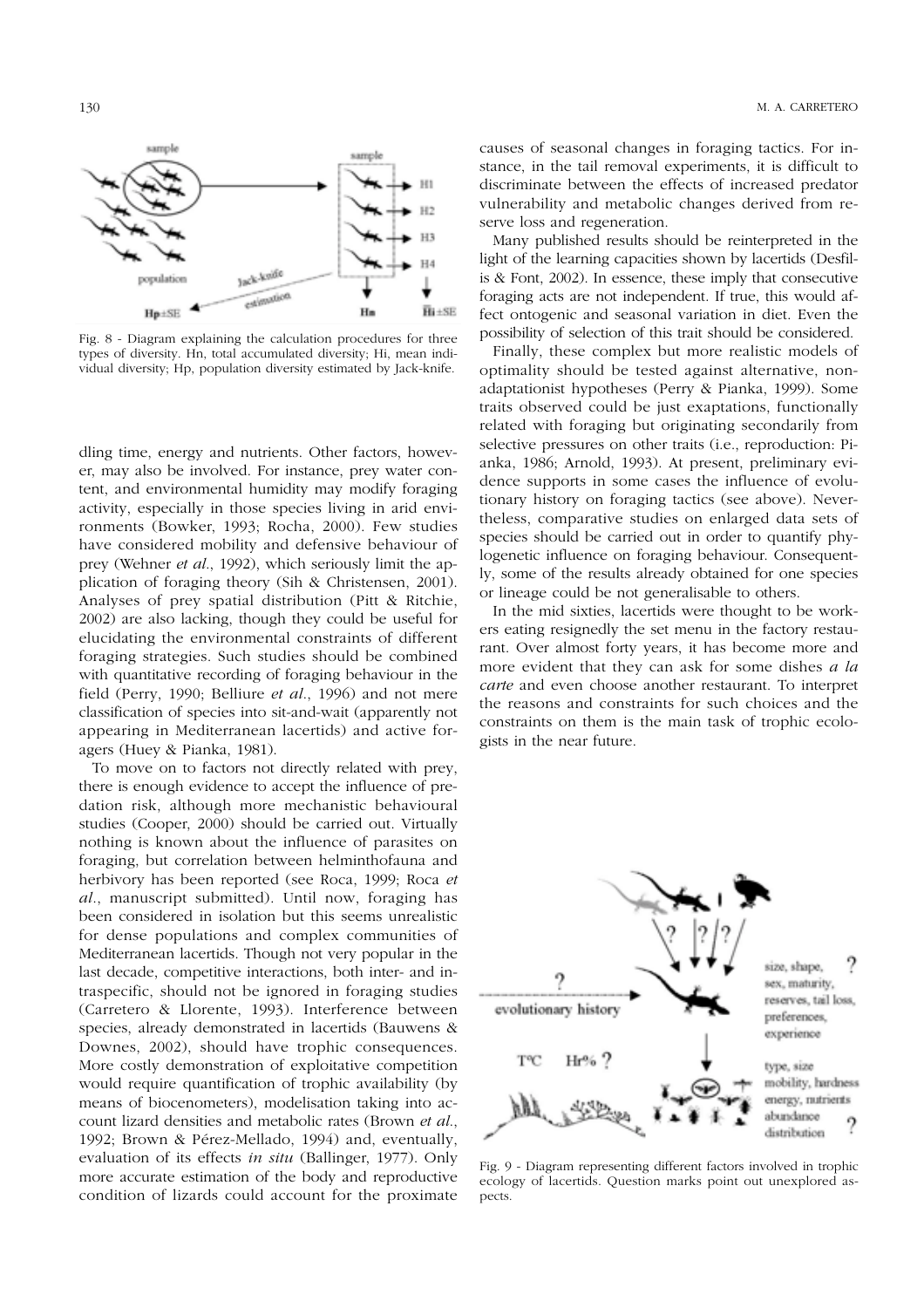Fig. 8 - Diagram explaining the calculation procedures for three types of diversity. Hn, total accumulated diversity; Hi, mean individual diversity; Hp, population diversity estimated by Jack-knife.

dling time, energy and nutrients. Other factors, however, may also be involved. For instance, prey water content, and environmental humidity may modify foraging activity, especially in those species living in arid environments (Bowker, 1993; Rocha, 2000). Few studies have considered mobility and defensive behaviour of prey (Wehner *et al*., 1992), which seriously limit the application of foraging theory (Sih & Christensen, 2001). Analyses of prey spatial distribution (Pitt & Ritchie, 2002) are also lacking, though they could be useful for elucidating the environmental constraints of different foraging strategies. Such studies should be combined with quantitative recording of foraging behaviour in the field (Perry, 1990; Belliure *et al*., 1996) and not mere classification of species into sit-and-wait (apparently not appearing in Mediterranean lacertids) and active foragers (Huey & Pianka, 1981).

To move on to factors not directly related with prey, there is enough evidence to accept the influence of predation risk, although more mechanistic behavioural studies (Cooper, 2000) should be carried out. Virtually nothing is known about the influence of parasites on foraging, but correlation between helminthofauna and herbivory has been reported (see Roca, 1999; Roca *et al*., manuscript submitted). Until now, foraging has been considered in isolation but this seems unrealistic for dense populations and complex communities of Mediterranean lacertids. Though not very popular in the last decade, competitive interactions, both inter- and intraspecific, should not be ignored in foraging studies (Carretero & Llorente, 1993). Interference between species, already demonstrated in lacertids (Bauwens & Downes, 2002), should have trophic consequences. More costly demonstration of exploitative competition would require quantification of trophic availability (by means of biocenometers), modelisation taking into account lizard densities and metabolic rates (Brown *et al*., 1992; Brown & Pérez-Mellado, 1994) and, eventually, evaluation of its effects *in situ* (Ballinger, 1977). Only more accurate estimation of the body and reproductive condition of lizards could account for the proximate causes of seasonal changes in foraging tactics. For instance, in the tail removal experiments, it is difficult to discriminate between the effects of increased predator vulnerability and metabolic changes derived from reserve loss and regeneration.

Many published results should be reinterpreted in the light of the learning capacities shown by lacertids (Desfilis & Font, 2002). In essence, these imply that consecutive foraging acts are not independent. If true, this would affect ontogenic and seasonal variation in diet. Even the possibility of selection of this trait should be considered.

Finally, these complex but more realistic models of optimality should be tested against alternative, non-adaptationist hypotheses (Perry & Pianka, 1999). Some traits observed could be just exaptations, functionally related with foraging but originating secondarily from selective pressures on other traits (i.e., reproduction: Pianka, 1986; Arnold, 1993). At present, preliminary evidence supports in some cases the influence of evolutionary history on foraging tactics (see above). Nevertheless, comparative studies on enlarged data sets of species should be carried out in order to quantify phylogenetic influence on foraging behaviour. Consequently, some of the results already obtained for one species or lineage could be not generalisable to others.

In the mid sixties, lacertids were thought to be workers eating resignedly the set menu in the factory restaurant. Over almost forty years, it has become more and more evident that they can ask for some dishes *a la carte* and even choose another restaurant. To interpret the reasons and constraints for such choices and the constraints on them is the main task of trophic ecologists in the near future.

Fig. 9 - Diagram representing different factors involved in trophic ecology of lacertids. Question marks point out unexplored aspects.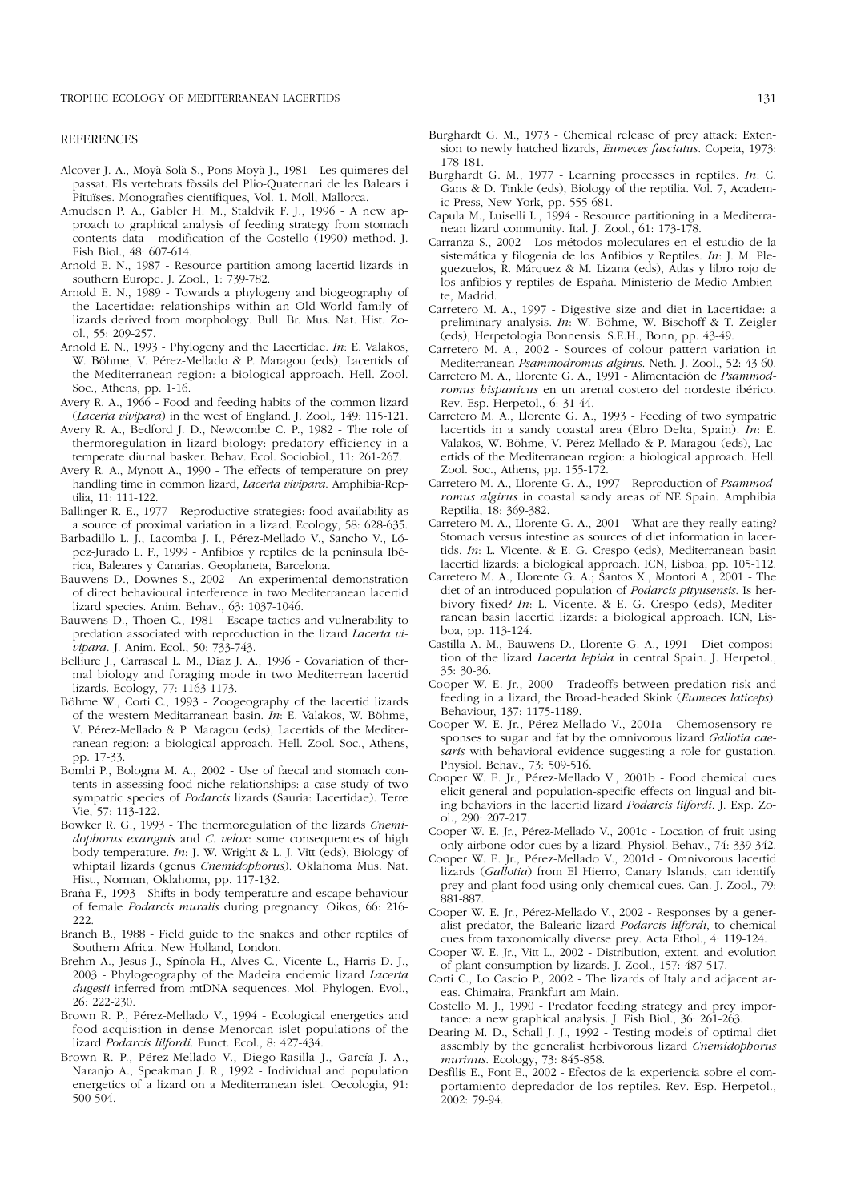## REFERENCES

Alcover J. A., Moyà-Solà S., Pons-Moyà J., 1981 - Les quimeres del passat. Els vertebrats fòssils del Plio-Quaternari de les Balears i Pituïses. Monografies científiques, Vol. 1. Moll, Mallorca.

Amudsen P. A., Gabler H. M., Staldvik F. J., 1996 - A new approach to graphical analysis of feeding strategy from stomach contents data - modification of the Costello (1990) method. J. Fish Biol., 48: 607-614.

Arnold E. N., 1987 - Resource partition among lacertid lizards in southern Europe. J. Zool., 1: 739-782.

Arnold E. N., 1989 - Towards a phylogeny and biogeography of the Lacertidae: relationships within an Old-World family of lizards derived from morphology. Bull. Br. Mus. Nat. Hist. Zool., 55: 209-257.

Arnold E. N., 1993 - Phylogeny and the Lacertidae. *In*: E. Valakos, W. Böhme, V. Pérez-Mellado & P. Maragou (eds), Lacertids of the Mediterranean region: a biological approach. Hell. Zool. Soc., Athens, pp. 1-16.

Avery R. A., 1966 - Food and feeding habits of the common lizard (*Lacerta vivipara*) in the west of England. J. Zool., 149: 115-121.

Avery R. A., Bedford J. D., Newcombe C. P., 1982 - The role of thermoregulation in lizard biology: predatory efficiency in a temperate diurnal basker. Behav. Ecol. Sociobiol., 11: 261-267.

Avery R. A., Mynott A., 1990 - The effects of temperature on prey handling time in common lizard, *Lacerta vivipara*. Amphibia-Reptilia, 11: 111-122.

Ballinger R. E., 1977 - Reproductive strategies: food availability as a source of proximal variation in a lizard. Ecology, 58: 628-635.

Barbadillo L. J., Lacomba J. I., Pérez-Mellado V., Sancho V., López-Jurado L. F., 1999 - Anfibios y reptiles de la península Ibérica, Baleares y Canarias. Geoplaneta, Barcelona.

Bauwens D., Downes S., 2002 - An experimental demonstration of direct behavioural interference in two Mediterranean lacertid lizard species. Anim. Behav., 63: 1037-1046.

Bauwens D., Thoen C., 1981 - Escape tactics and vulnerability to predation associated with reproduction in the lizard *Lacerta vivipara*. J. Anim. Ecol., 50: 733-743.

Belliure J., Carrascal L. M., Díaz J. A., 1996 - Covariation of thermal biology and foraging mode in two Mediterranean lacertid lizards. Ecology, 77: 1163-1173.

Böhme W., Corti C., 1993 - Zoogeography of the lacertid lizards of the western Meditarranean basin. *In*: E. Valakos, W. Böhme, V. Pérez-Mellado & P. Maragou (eds), Lacertids of the Mediterranean region: a biological approach. Hell. Zool. Soc., Athens, pp. 17-33.

Bombi P., Bologna M. A., 2002 - Use of faecal and stomach contents in assessing food niche relationships: a case study of two sympatric species of *Podarcis* lizards (Sauria: Lacertidae). Terre Vie, 57: 113-122.

Bowker R. G., 1993 - The thermoregulation of the lizards *Cnemidophorus exanguis* and *C. velox*: some consequences of high body temperature. *In*: J. W. Wright & L. J. Vitt (eds), Biology of whiptail lizards (genus *Cnemidophorus*). Oklahoma Mus. Nat. Hist., Norman, Oklahoma, pp. 117-132.

Braña F., 1993 - Shifts in body temperature and escape behaviour of female *Podarcis muralis* during pregnancy. Oikos, 66: 216-222.

Branch B., 1988 - Field guide to the snakes and other reptiles of Southern Africa. New Holland, London.

Brehm A., Jesus J., Spínola H., Alves C., Vicente L., Harris D. J., 2003 - Phylogeography of the Madeira endemic lizard *Lacerta dugesii* inferred from mtDNA sequences. Mol. Phylogen. Evol., 26: 222-230.

Brown R. P., Pérez-Mellado V., 1994 - Ecological energetics and food acquisition in dense Menorcan islet populations of the lizard *Podarcis lilfordi*. Funct. Ecol., 8: 427-434.

Brown R. P., Pérez-Mellado V., Diego-Rasilla J., García J. A., Naranjo A., Speakman J. R., 1992 - Individual and population energetics of a lizard on a Mediterranean islet. Oecologia, 91: 500-504.

Burghardt G. M., 1973 - Chemical release of prey attack: Extension to newly hatched lizards, *Eumeces fasciatus*. Copeia, 1973: 178-181.

Burghardt G. M., 1977 - Learning processes in reptiles. *In*: C. Gans & D. Tinkle (eds), Biology of the reptilia. Vol. 7, Academic Press, New York, pp. 555-681.

Capula M., Luiselli L., 1994 - Resource partitioning in a Mediterranean lizard community. Ital. J. Zool., 61: 173-178.

Carranza S., 2002 - Los métodos moleculares en el estudio de la sistemática y filogenia de los Anfibios y Reptiles. *In*: J. M. Pleguezuelos, R. Márquez & M. Lizana (eds), Atlas y libro rojo de los anfibios y reptiles de España. Ministerio de Medio Ambiente, Madrid.

Carretero M. A., 1997 - Digestive size and diet in Lacertidae: a preliminary analysis. *In*: W. Böhme, W. Bischoff & T. Zeigler (eds), Herpetologia Bonnensis. S.E.H., Bonn, pp. 43-49.

Carretero M. A., 2002 - Sources of colour pattern variation in Mediterranean *Psammodromus algirus*. Neth. J. Zool., 52: 43-60.

Carretero M. A., Llorente G. A., 1991 - Alimentación de *Psammodromus hispanicus* en un arenal costero del nordeste ibérico. Rev. Esp. Herpetol., 6: 31-44.

Carretero M. A., Llorente G. A., 1993 - Feeding of two sympatric lacertids in a sandy coastal area (Ebro Delta, Spain). *In*: E. Valakos, W. Böhme, V. Pérez-Mellado & P. Maragou (eds), Lacertids of the Mediterranean region: a biological approach. Hell. Zool. Soc., Athens, pp. 155-172.

Carretero M. A., Llorente G. A., 1997 - Reproduction of *Psammodromus algirus* in coastal sandy areas of NE Spain. Amphibia Reptilia, 18: 369-382.

Carretero M. A., Llorente G. A., 2001 - What are they really eating? Stomach versus intestine as sources of diet information in lacertids. *In*: L. Vicente. & E. G. Crespo (eds), Mediterranean basin lacertid lizards: a biological approach. ICN, Lisboa, pp. 105-112.

Carretero M. A., Llorente G. A.; Santos X., Montori A., 2001 - The diet of an introduced population of *Podarcis pityusensis*. Is herbivory fixed? *In*: L. Vicente. & E. G. Crespo (eds), Mediterranean basin lacertid lizards: a biological approach. ICN, Lisboa, pp. 113-124.

Castilla A. M., Bauwens D., Llorente G. A., 1991 - Diet composition of the lizard *Lacerta lepida* in central Spain. J. Herpetol., 35: 30-36.

Cooper W. E. Jr., 2000 - Tradeoffs between predation risk and feeding in a lizard, the Broad-headed Skink (*Eumeces laticeps*). Behaviour, 137: 1175-1189.

Cooper W. E. Jr., Pérez-Mellado V., 2001a - Chemosensory responses to sugar and fat by the omnivorous lizard *Gallotia caesaris* with behavioral evidence suggesting a role for gustation. Physiol. Behav., 73: 509-516.

Cooper W. E. Jr., Pérez-Mellado V., 2001b - Food chemical cues elicit general and population-specific effects on lingual and biting behaviors in the lacertid lizard *Podarcis lilfordi*. J. Exp. Zool., 290: 207-217.

Cooper W. E. Jr., Pérez-Mellado V., 2001c - Location of fruit using only airbone odor cues by a lizard. Physiol. Behav., 74: 339-342.

Cooper W. E. Jr., Pérez-Mellado V., 2001d - Omnivorous lacertid lizards (*Gallotia*) from El Hierro, Canary Islands, can identify prey and plant food using only chemical cues. Can. J. Zool., 79: 881-887.

Cooper W. E. Jr., Pérez-Mellado V., 2002 - Responses by a generalist predator, the Balearic lizard *Podarcis lilfordi*, to chemical cues from taxonomically diverse prey. Acta Ethol., 4: 119-124.

Cooper W. E. Jr., Vitt L., 2002 - Distribution, extent, and evolution of plant consumption by lizards. J. Zool., 157: 487-517.

Corti C., Lo Cascio P., 2002 - The lizards of Italy and adjacent areas. Chimaira, Frankfurt am Main.

Costello M. J., 1990 - Predator feeding strategy and prey importance: a new graphical analysis. J. Fish Biol., 36: 261-263.

Dearing M. D., Schall J. J., 1992 - Testing models of optimal diet assembly by the generalist herbivorous lizard *Cnemidophorus murinus*. Ecology, 73: 845-858.

Desfilis E., Font E., 2002 - Efectos de la experiencia sobre el comportamiento depredador de los reptiles. Rev. Esp. Herpetol., 2002: 79-94.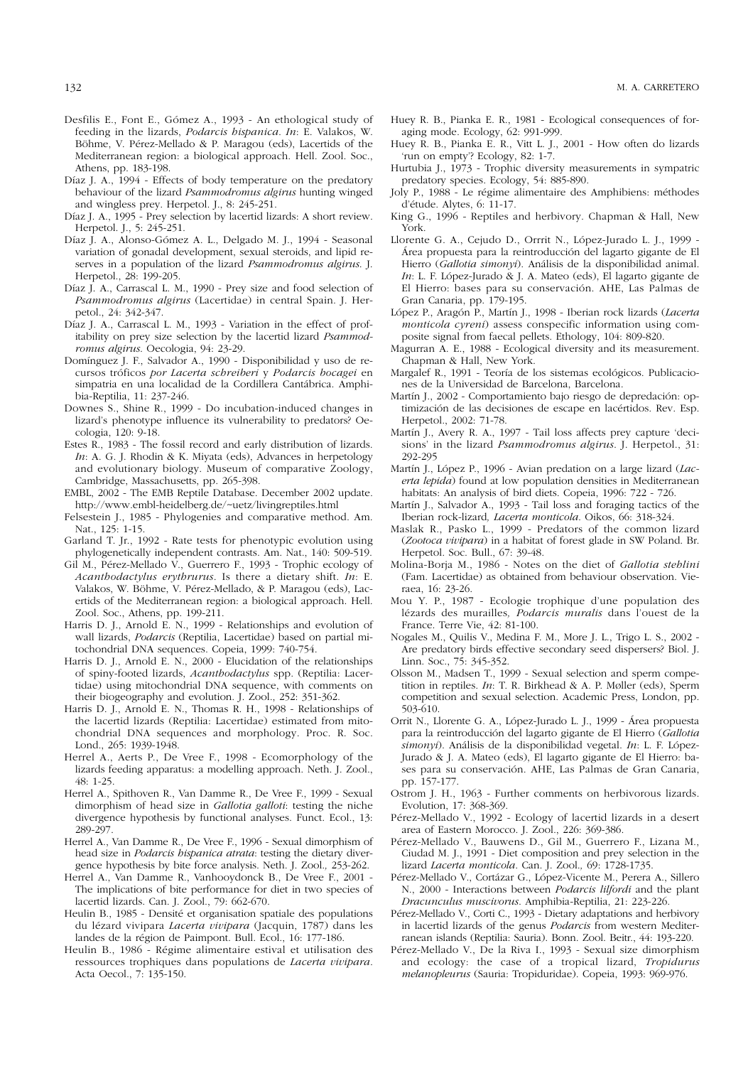Desfilis E., Font E., Gómez A., 1993 - An ethological study of feeding in the lizards, *Podarcis hispanica*. *In*: E. Valakos, W. Böhme, V. Pérez-Mellado & P. Maragou (eds), Lacertids of the Mediterranean region: a biological approach. Hell. Zool. Soc., Athens, pp. 183-198.

Díaz J. A., 1994 - Effects of body temperature on the predatory behaviour of the lizard *Psammodromus algirus* hunting winged and wingless prey. Herpetol. J., 8: 245-251.

Díaz J. A., 1995 - Prey selection by lacertid lizards: A short review. Herpetol. J., 5: 245-251.

Díaz J. A., Alonso-Gómez A. L., Delgado M. J., 1994 - Seasonal variation of gonadal development, sexual steroids, and lipid reserves in a population of the lizard *Psammodromus algirus*. J. Herpetol., 28: 199-205.

Díaz J. A., Carrascal L. M., 1990 - Prey size and food selection of *Psammodromus algirus* (Lacertidae) in central Spain. J. Herpetol., 24: 342-347.

Díaz J. A., Carrascal L. M., 1993 - Variation in the effect of profitability on prey size selection by the lacertid lizard *Psammodromus algirus*. Oecologia, 94: 23-29.

Domínguez J. F., Salvador A., 1990 - Disponibilidad y uso de recursos tróficos *por Lacerta schreiberi* y *Podarcis bocagei* en simpatria en una localidad de la Cordillera Cantábrica. Amphibia-Reptilia, 11: 237-246.

Downes S., Shine R., 1999 - Do incubation-induced changes in lizard's phenotype influence its vulnerability to predators? Oecologia, 120: 9-18.

Estes R., 1983 - The fossil record and early distribution of lizards. *In*: A. G. J. Rhodin & K. Miyata (eds), Advances in herpetology and evolutionary biology. Museum of comparative Zoology, Cambridge, Massachusetts, pp. 265-398.

EMBL, 2002 - The EMB Reptile Database. December 2002 update. http://www.embl-heidelberg.de/~uetz/livingreptiles.html

Felsestein J., 1985 - Phylogenies and comparative method. Am. Nat., 125: 1-15.

Garland T. Jr., 1992 - Rate tests for phenotypic evolution using phylogenetically independent contrasts. Am. Nat., 140: 509-519.

Gil M., Pérez-Mellado V., Guerrero F., 1993 - Trophic ecology of *Acanthodactylus erythrurus*. Is there a dietary shift. *In*: E. Valakos, W. Böhme, V. Pérez-Mellado, & P. Maragou (eds), Lacertids of the Mediterranean region: a biological approach. Hell. Zool. Soc., Athens, pp. 199-211.

Harris D. J., Arnold E. N., 1999 - Relationships and evolution of wall lizards, *Podarcis* (Reptilia, Lacertidae) based on partial mitochondrial DNA sequences. Copeia, 1999: 740-754.

Harris D. J., Arnold E. N., 2000 - Elucidation of the relationships of spiny-footed lizards, *Acanthodactylus* spp. (Reptilia: Lacertidae) using mitochondrial DNA sequence, with comments on their biogeography and evolution. J. Zool., 252: 351-362.

Harris D. J., Arnold E. N., Thomas R. H., 1998 - Relationships of the lacertid lizards (Reptilia: Lacertidae) estimated from mitochondrial DNA sequences and morphology. Proc. R. Soc. Lond., 265: 1939-1948.

Herrel A., Aerts P., De Vree F., 1998 - Ecomorphology of the lizards feeding apparatus: a modelling approach. Neth. J. Zool., 48: 1-25.

Herrel A., Spithoven R., Van Damme R., De Vree F., 1999 - Sexual dimorphism of head size in *Gallotia galloti*: testing the niche divergence hypothesis by functional analyses. Funct. Ecol., 13: 289-297.

Herrel A., Van Damme R., De Vree F., 1996 - Sexual dimorphism of head size in *Podarcis hispanica atrata*: testing the dietary divergence hypothesis by bite force analysis. Neth. J. Zool., 253-262.

Herrel A., Van Damme R., Vanhooydonck B., De Vree F., 2001 - The implications of bite performance for diet in two species of lacertid lizards. Can. J. Zool., 79: 662-670.

Heulin B., 1985 - Densité et organisation spatiale des populations du lézard vivipara *Lacerta vivipara* (Jacquin, 1787) dans les landes de la région de Paimpont. Bull. Ecol., 16: 177-186.

Heulin B., 1986 - Régime alimentaire estival et utilisation des ressources trophiques dans populations de *Lacerta vivipara*. Acta Oecol., 7: 135-150.

Huey R. B., Pianka E. R., 1981 - Ecological consequences of foraging mode. Ecology, 62: 991-999.

Huey R. B., Pianka E. R., Vitt L. J., 2001 - How often do lizards 'run on empty'? Ecology, 82: 1-7.

Hurtubia J., 1973 - Trophic diversity measurements in sympatric predatory species. Ecology, 54: 885-890.

Joly P., 1988 - Le régime alimentaire des Amphibiens: méthodes d'étude. Alytes, 6: 11-17.

King G., 1996 - Reptiles and herbivory. Chapman & Hall, New York.

Llorente G. A., Cejudo D., Orrrit N., López-Jurado L. J., 1999 - Área propuesta para la reintroducción del lagarto gigante de El Hierro (*Gallotia simonyi*). Análisis de la disponibilidad animal. *In*: L. F. López-Jurado & J. A. Mateo (eds), El lagarto gigante de El Hierro: bases para su conservación. AHE, Las Palmas de Gran Canaria, pp. 179-195.

López P., Aragón P., Martín J., 1998 - Iberian rock lizards (*Lacerta monticola cyreni*) assess conspecific information using composite signal from faecal pellets. Ethology, 104: 809-820.

Magurran A. E., 1988 - Ecological diversity and its measurement. Chapman & Hall, New York.

Margalef R., 1991 - Teoría de los sistemas ecológicos. Publicaciones de la Universidad de Barcelona, Barcelona.

Martín J., 2002 - Comportamiento bajo riesgo de depredación: optimización de las decisiones de escape en lacértidos. Rev. Esp. Herpetol., 2002: 71-78.

Martín J., Avery R. A., 1997 - Tail loss affects prey capture 'decisions' in the lizard *Psammodromus algirus*. J. Herpetol., 31: 292-295

Martín J., López P., 1996 - Avian predation on a large lizard (*Lacerta lepida*) found at low population densities in Mediterranean habitats: An analysis of bird diets. Copeia, 1996: 722 - 726.

Martín J., Salvador A., 1993 - Tail loss and foraging tactics of the Iberian rock-lizard, *Lacerta monticola*. Oikos, 66: 318-324.

Maslak R., Pasko L., 1999 - Predators of the common lizard (*Zootoca vivipara*) in a habitat of forest glade in SW Poland. Br. Herpetol. Soc. Bull., 67: 39-48.

Molina-Borja M., 1986 - Notes on the diet of *Gallotia stehlini* (Fam. Lacertidae) as obtained from behaviour observation. Vieraea, 16: 23-26.

Mou Y. P., 1987 - Ecologie trophique d'une population des lézards des murailles, *Podarcis muralis* dans l'ouest de la France. Terre Vie, 42: 81-100.

Nogales M., Quilis V., Medina F. M., More J. L., Trigo L. S., 2002 - Are predatory birds effective secondary seed dispersers? Biol. J. Linn. Soc., 75: 345-352.

Olsson M., Madsen T., 1999 - Sexual selection and sperm competition in reptiles. *In*: T. R. Birkhead & A. P. Møller (eds), Sperm competition and sexual selection. Academic Press, London, pp. 503-610.

Orrit N., Llorente G. A., López-Jurado L. J., 1999 - Área propuesta para la reintroducción del lagarto gigante de El Hierro (*Gallotia simonyi*). Análisis de la disponibilidad vegetal. *In*: L. F. López-Jurado & J. A. Mateo (eds), El lagarto gigante de El Hierro: bases para su conservación. AHE, Las Palmas de Gran Canaria, pp. 157-177.

Ostrom J. H., 1963 - Further comments on herbivorous lizards. Evolution, 17: 368-369.

Pérez-Mellado V., 1992 - Ecology of lacertid lizards in a desert area of Eastern Morocco. J. Zool., 226: 369-386.

Pérez-Mellado V., Bauwens D., Gil M., Guerrero F., Lizana M., Ciudad M. J., 1991 - Diet composition and prey selection in the lizard *Lacerta monticola*. Can. J. Zool., 69: 1728-1735.

Pérez-Mellado V., Cortázar G., López-Vicente M., Perera A., Sillero N., 2000 - Interactions between *Podarcis lilfordi* and the plant *Dracunculus muscivorus*. Amphibia-Reptilia, 21: 223-226.

Pérez-Mellado V., Corti C., 1993 - Dietary adaptations and herbivory in lacertid lizards of the genus *Podarcis* from western Mediterranean islands (Reptilia: Sauria). Bonn. Zool. Beitr., 44: 193-220.

Pérez-Mellado V., De la Riva I., 1993 - Sexual size dimorphism and ecology: the case of a tropical lizard, *Tropidurus melanopleurus* (Sauria: Tropiduridae). Copeia, 1993: 969-976.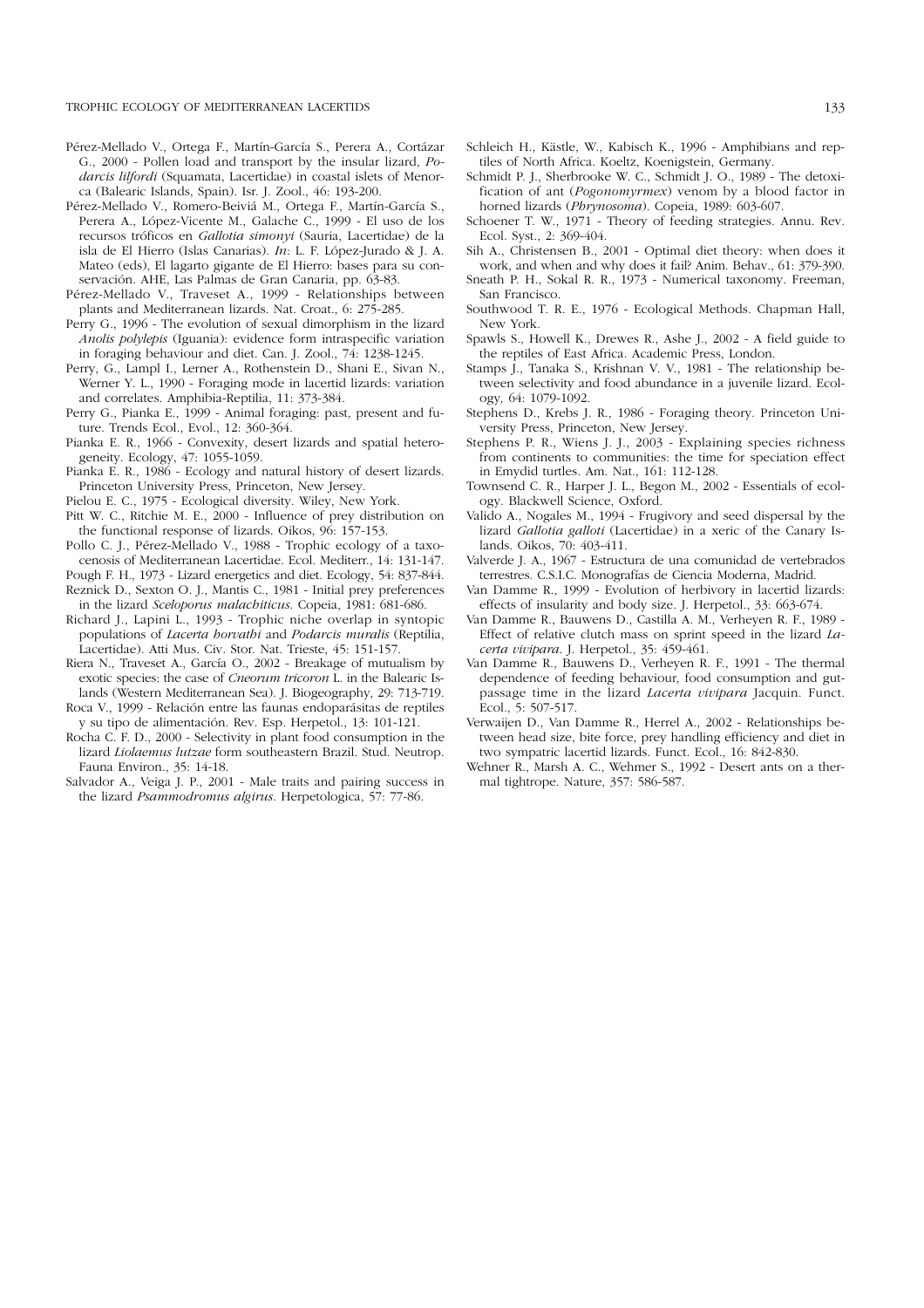Pérez-Mellado V., Ortega F., Martín-García S., Perera A., Cortázar G., 2000 - Pollen load and transport by the insular lizard, *Podarcis lilfordi* (Squamata, Lacertidae) in coastal islets of Menorca (Balearic Islands, Spain). Isr. J. Zool., 46: 193-200.

Pérez-Mellado V., Romero-Beiviá M., Ortega F., Martín-García S., Perera A., López-Vicente M., Galache C., 1999 - El uso de los recursos tróficos en *Gallotia simonyi* (Sauria, Lacertidae) de la isla de El Hierro (Islas Canarias). *In*: L. F. López-Jurado & J. A. Mateo (eds), El lagarto gigante de El Hierro: bases para su conservación. AHE, Las Palmas de Gran Canaria, pp. 63-83.

Pérez-Mellado V., Traveset A., 1999 - Relationships between plants and Mediterranean lizards. Nat. Croat., 6: 275-285.

Perry G., 1996 - The evolution of sexual dimorphism in the lizard *Anolis polylepis* (Iguania): evidence form intraspecific variation in foraging behaviour and diet. Can. J. Zool., 74: 1238-1245.

Perry, G., Lampl I., Lerner A., Rothenstein D., Shani E., Sivan N., Werner Y. L., 1990 - Foraging mode in lacertid lizards: variation and correlates. Amphibia-Reptilia, 11: 373-384.

Perry G., Pianka E., 1999 - Animal foraging: past, present and future. Trends Ecol., Evol., 12: 360-364.

Pianka E. R., 1966 - Convexity, desert lizards and spatial heterogeneity. Ecology, 47: 1055-1059.

Pianka E. R., 1986 - Ecology and natural history of desert lizards. Princeton University Press, Princeton, New Jersey.

Pielou E. C., 1975 - Ecological diversity. Wiley, New York.

Pitt W. C., Ritchie M. E., 2000 - Influence of prey distribution on the functional response of lizards. Oikos, 96: 157-153.

Pollo C. J., Pérez-Mellado V., 1988 - Trophic ecology of a taxocenosis of Mediterranean Lacertidae. Ecol. Mediterr., 14: 131-147.

Pough F. H., 1973 - Lizard energetics and diet. Ecology, 54: 837-844.

Reznick D., Sexton O. J., Mantis C., 1981 - Initial prey preferences in the lizard *Sceloporus malachiticus*. Copeia, 1981: 681-686.

Richard J., Lapini L., 1993 - Trophic niche overlap in syntopic populations of *Lacerta horvathi* and *Podarcis muralis* (Reptilia, Lacertidae). Atti Mus. Civ. Stor. Nat. Trieste, 45: 151-157.

Riera N., Traveset A., García O., 2002 - Breakage of mutualism by exotic species: the case of *Cneorum tricoron* L. in the Balearic Islands (Western Mediterranean Sea). J. Biogeography, 29: 713-719.

Roca V., 1999 - Relación entre las faunas endoparásitas de reptiles y su tipo de alimentación. Rev. Esp. Herpetol., 13: 101-121.

Rocha C. F. D., 2000 - Selectivity in plant food consumption in the lizard *Liolaemus lutzae* form southeastern Brazil. Stud. Neutrop. Fauna Environ., 35: 14-18.

Salvador A., Veiga J. P., 2001 - Male traits and pairing success in the lizard *Psammodromus algirus*. Herpetologica, 57: 77-86.

Schleich H., Kästle, W., Kabisch K., 1996 - Amphibians and reptiles of North Africa. Koeltz, Koenigstein, Germany.

Schmidt P. J., Sherbrooke W. C., Schmidt J. O., 1989 - The detoxification of ant (*Pogonomyrmex*) venom by a blood factor in horned lizards (*Phrynosoma*). Copeia, 1989: 603-607.

Schoener T. W., 1971 - Theory of feeding strategies. Annu. Rev. Ecol. Syst., 2: 369-404.

Sih A., Christensen B., 2001 - Optimal diet theory: when does it work, and when and why does it fail? Anim. Behav., 61: 379-390.

Sneath P. H., Sokal R. R., 1973 - Numerical taxonomy. Freeman, San Francisco.

Southwood T. R. E., 1976 - Ecological Methods. Chapman Hall, New York.

Spawls S., Howell K., Drewes R., Ashe J., 2002 - A field guide to the reptiles of East Africa. Academic Press, London.

Stamps J., Tanaka S., Krishnan V. V., 1981 - The relationship between selectivity and food abundance in a juvenile lizard. Ecology, 64: 1079-1092.

Stephens D., Krebs J. R., 1986 - Foraging theory. Princeton University Press, Princeton, New Jersey.

Stephens P. R., Wiens J. J., 2003 - Explaining species richness from continents to communities: the time for speciation effect in Emydid turtles. Am. Nat., 161: 112-128.

Townsend C. R., Harper J. L., Begon M., 2002 - Essentials of ecology. Blackwell Science, Oxford.

Valido A., Nogales M., 1994 - Frugivory and seed dispersal by the lizard *Gallotia galloti* (Lacertidae) in a xeric of the Canary Islands. Oikos, 70: 403-411.

Valverde J. A., 1967 - Estructura de una comunidad de vertebrados terrestres. C.S.I.C. Monografías de Ciencia Moderna, Madrid.

Van Damme R., 1999 - Evolution of herbivory in lacertid lizards: effects of insularity and body size. J. Herpetol., 33: 663-674.

Van Damme R., Bauwens D., Castilla A. M., Verheyen R. F., 1989 - Effect of relative clutch mass on sprint speed in the lizard *Lacerta vivipara*. J. Herpetol., 35: 459-461.

Van Damme R., Bauwens D., Verheyen R. F., 1991 - The thermal dependence of feeding behaviour, food consumption and gut-passage time in the lizard *Lacerta vivipara* Jacquin. Funct. Ecol., 5: 507-517.

Verwaijen D., Van Damme R., Herrel A., 2002 - Relationships between head size, bite force, prey handling efficiency and diet in two sympatric lacertid lizards. Funct. Ecol., 16: 842-830.

Wehner R., Marsh A. C., Wehmer S., 1992 - Desert ants on a thermal tightrope. Nature, 357: 586-587.